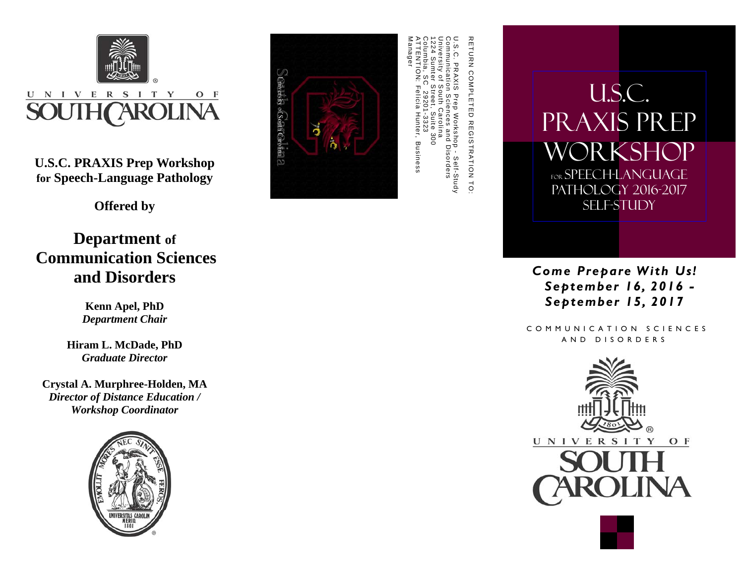UNIVERSITY OF SOUTH CAROLINA

**U.S.C. PRAXIS Prep Workshop for Speech-Language Pathology**

**Offered by**

## Department of Communication Sciences and Disorders

**Kenn Apel, PhD**
***Department Chair***

**Hiram L. McDade, PhD**
***Graduate Director***

**Crystal A. Murphree-Holden, MA**
***Director of Distance Education / Workshop Coordinator***

RETURN COMPLETED REGISTRATION TO:

U.S.C. PRAXIS Prep Workshop - Self-Study
Communication Sciences and Disorders
University of South Carolina
1224 Sumter Street, Suite 300
Columbia, SC 29201-3323
ATTENTION: Felicia Hunter, Business Manager

# U.S.C. PRAXIS PREP WORKSHOP

## FOR SPEECH-LANGUAGE PATHOLOGY 2016-2017 SELF-STUDY

***Come Prepare With Us!***
***September 16, 2016 - September 15, 2017***

COMMUNICATION SCIENCES AND DISORDERS

UNIVERSITY OF SOUTH CAROLINA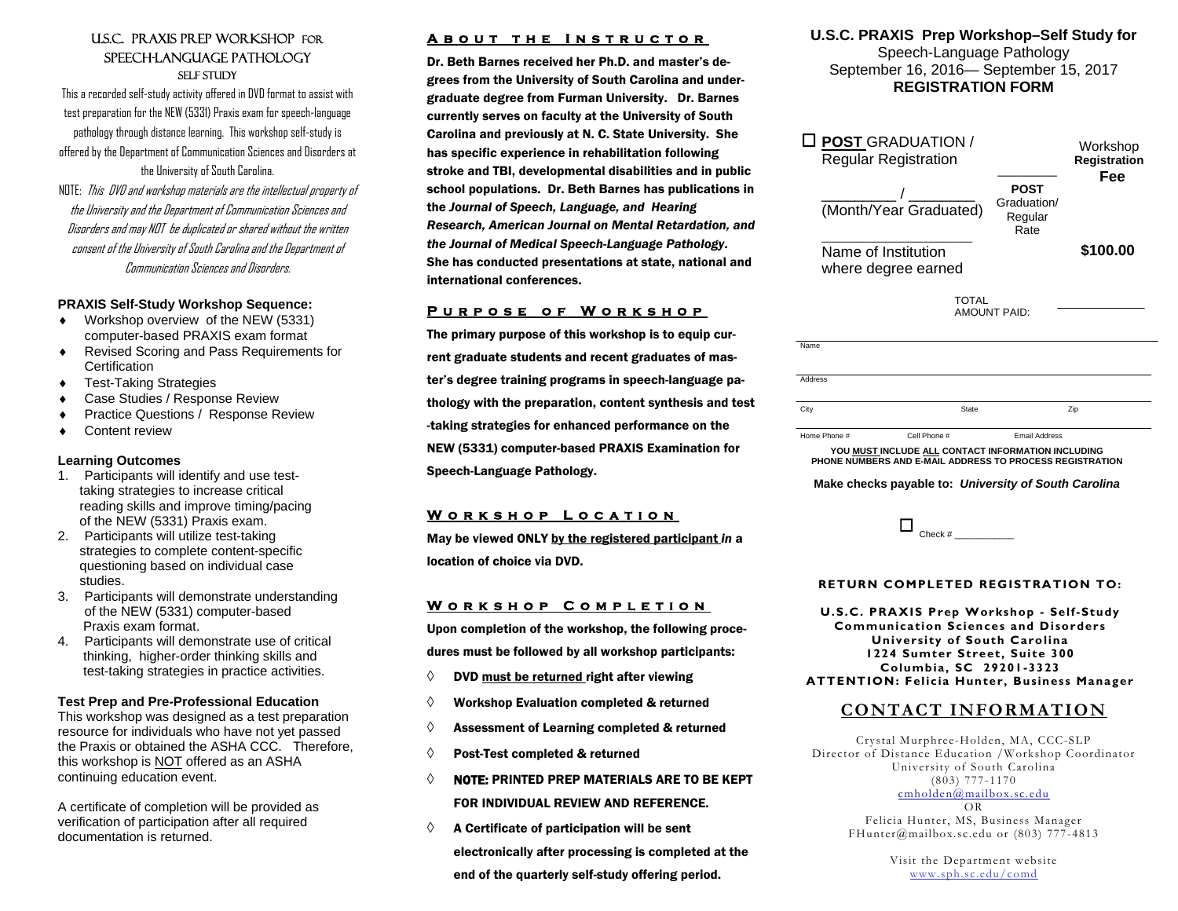# U.S.C. PRAXIS PREP WORKSHOP FOR SPEECH-LANGUAGE PATHOLOGY

SELF STUDY

This a recorded self-study activity offered in DVD format to assist with test preparation for the NEW (5331) Praxis exam for speech-language pathology through distance learning. This workshop self-study is offered by the Department of Communication Sciences and Disorders at the University of South Carolina.

NOTE: *This DVD and workshop materials are the intellectual property of the University and the Department of Communication Sciences and Disorders and may NOT be duplicated or shared without the written consent of the University of South Carolina and the Department of Communication Sciences and Disorders.*

### PRAXIS Self-Study Workshop Sequence:

- Workshop overview of the NEW (5331) computer-based PRAXIS exam format
- Revised Scoring and Pass Requirements for Certification
- Test-Taking Strategies
- Case Studies / Response Review
- Practice Questions / Response Review
- Content review

### Learning Outcomes

1. Participants will identify and use test-taking strategies to increase critical reading skills and improve timing/pacing of the NEW (5331) Praxis exam.
2. Participants will utilize test-taking strategies to complete content-specific questioning based on individual case studies.
3. Participants will demonstrate understanding of the NEW (5331) computer-based Praxis exam format.
4. Participants will demonstrate use of critical thinking, higher-order thinking skills and test-taking strategies in practice activities.

### Test Prep and Pre-Professional Education

This workshop was designed as a test preparation resource for individuals who have not yet passed the Praxis or obtained the ASHA CCC. Therefore, this workshop is NOT offered as an ASHA continuing education event.

A certificate of completion will be provided as verification of participation after all required documentation is returned.

## About the Instructor

**Dr. Beth Barnes received her Ph.D. and master's degrees from the University of South Carolina and undergraduate degree from Furman University. Dr. Barnes currently serves on faculty at the University of South Carolina and previously at N. C. State University. She has specific experience in rehabilitation following stroke and TBI, developmental disabilities and in public school populations. Dr. Beth Barnes has publications in the *Journal of Speech, Language, and Hearing Research, American Journal on Mental Retardation, and the Journal of Medical Speech-Language Pathology*. She has conducted presentations at state, national and international conferences.**

## Purpose of Workshop

**The primary purpose of this workshop is to equip current graduate students and recent graduates of master's degree training programs in speech-language pathology with the preparation, content synthesis and test-taking strategies for enhanced performance on the NEW (5331) computer-based PRAXIS Examination for Speech-Language Pathology.**

## Workshop Location

**May be viewed ONLY by the registered participant *in* a location of choice via DVD.**

## Workshop Completion

**Upon completion of the workshop, the following procedures must be followed by all workshop participants:**

- **DVD must be returned right after viewing**
- **Workshop Evaluation completed & returned**
- **Assessment of Learning completed & returned**
- **Post-Test completed & returned**
- **NOTE: PRINTED PREP MATERIALS ARE TO BE KEPT FOR INDIVIDUAL REVIEW AND REFERENCE.**
- **A Certificate of participation will be sent electronically after processing is completed at the end of the quarterly self-study offering period.**

## U.S.C. PRAXIS Prep Workshop–Self Study for

Speech-Language Pathology

September 16, 2016— September 15, 2017

**REGISTRATION FORM**

| | | Workshop **Registration Fee** |
|---|---|---|
| ☐ **POST** GRADUATION / Regular Registration<br>_________ / _________ (Month/Year Graduated)<br>___________________ Name of Institution where degree earned | **POST** Graduation/ Regular Rate | **$100.00** |

TOTAL AMOUNT PAID: ____________

Name ____________________

Address ____________________

City ____________ State ____________ Zip ____________

Home Phone # ____________ Cell Phone # ____________ Email Address ____________

**YOU MUST INCLUDE ALL CONTACT INFORMATION INCLUDING PHONE NUMBERS AND E-MAIL ADDRESS TO PROCESS REGISTRATION**

**Make checks payable to: *University of South Carolina***

☐ Check # __________

**RETURN COMPLETED REGISTRATION TO:**

**U.S.C. PRAXIS Prep Workshop - Self-Study**
**Communication Sciences and Disorders**
**University of South Carolina**
**1224 Sumter Street, Suite 300**
**Columbia, SC 29201-3323**
**ATTENTION: Felicia Hunter, Business Manager**

## CONTACT INFORMATION

Crystal Murphree-Holden, MA, CCC-SLP
Director of Distance Education /Workshop Coordinator
University of South Carolina
(803) 777-1170
cmholden@mailbox.sc.edu
OR
Felicia Hunter, MS, Business Manager
FHunter@mailbox.sc.edu or (803) 777-4813

Visit the Department website
www.sph.sc.edu/comd